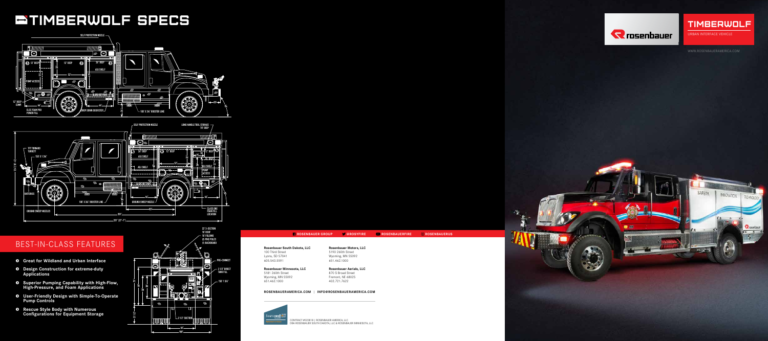# TIMBERWOLF SPECS

## BEST-IN-CLASS FEATURES

- **Great for Wildland and Urban Interface**
- **Design Construction for extreme-duty Applications**
- **Superior Pumping Capability with High-Flow, High-Pressure, and Foam Applications**
- **User-Friendly Design with Simple-To-Operate Pump Controls**
- **Rescue Style Body with Numerous Configurations for Equipment Storage**

ROSENBAUER GROUP | @ROSYFIRE | ROSENBAUERFIRE | ROSENBAUERUS

**Rosenbauer South Dakota, LLC**
100 Third Street
Lyons, SD 57041
605.543.5591

**Rosenbauer Motors, LLC**
5190 260th Street
Wyoming, MN 55092
651.462.1000

**Rosenbauer Minnesota, LLC**
5181 260th Street
Wyoming, MN 55092
651.462.1000

**Rosenbauer Aerials, LLC**
870 S Broad Street
Fremont, NE 68025
402.721.7622

**ROSENBAUERAMERICA.COM | INFO@ROSENBAUERAMERICA.COM**

CONTRACT #022818 | ROSENBAUER AMERICA, LLC
DBA ROSENBAUER SOUTH DAKOTA, LLC & ROSENBAUER MINNESOTA, LLC

# TIMBERWOLF

URBAN INTERFACE VEHICLE

WWW.ROSENBAUERAMERICA.COM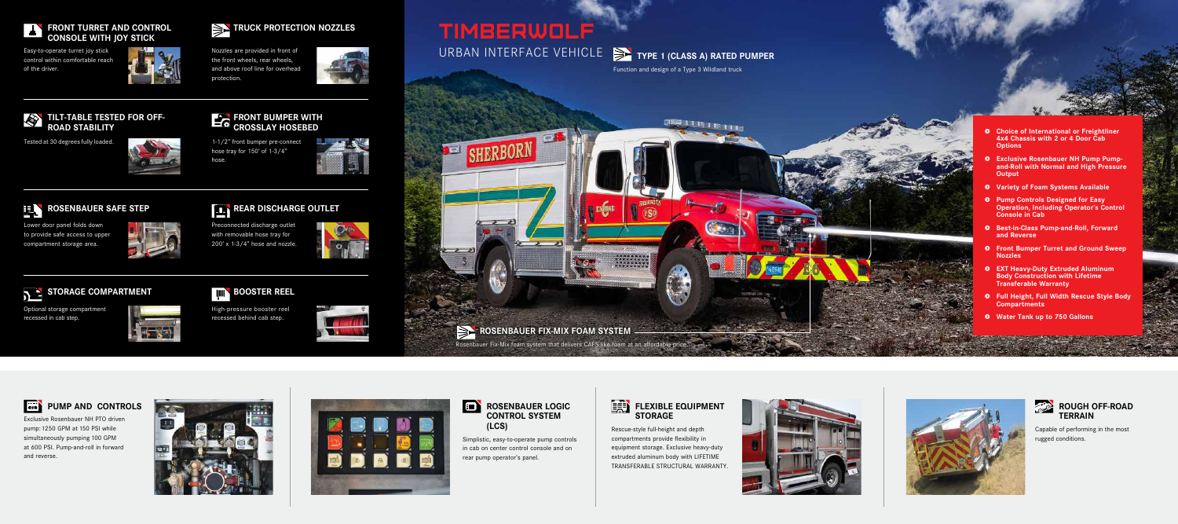## FRONT TURRET AND CONTROL CONSOLE WITH JOY STICK

Easy-to-operate turret joy stick control within comfortable reach of the driver.

## TRUCK PROTECTION NOZZLES

Nozzles are provided in front of the front wheels, rear wheels, and above roof line for overhead protection.

## TILT-TABLE TESTED FOR OFF-ROAD STABILITY

Tested at 30 degrees fully loaded.

## FRONT BUMPER WITH CROSSLAY HOSEBED

1-1/2" front bumper pre-connect hose tray for 150' of 1-3/4" hose.

## ROSENBAUER SAFE STEP

Lower door panel folds down to provide safe access to upper compartment storage area.

## REAR DISCHARGE OUTLET

Preconnected discharge outlet with removable hose tray for 200' x 1-3/4" hose and nozzle.

## STORAGE COMPARTMENT

Optional storage compartment recessed in cab step.

## BOOSTER REEL

High-pressure booster reel recessed behind cab step.

# TIMBERWOLF

URBAN INTERFACE VEHICLE

## TYPE 1 (CLASS A) RATED PUMPER

Function and design of a Type 3 Wildland truck

- **Choice of International or Freightliner 4x4 Chassis with 2 or 4 Door Cab Options**
- **Exclusive Rosenbauer NH Pump Pump-and-Roll with Normal and High Pressure Output**
- **Variety of Foam Systems Available**
- **Pump Controls Designed for Easy Operation, Including Operator's Control Console in Cab**
- **Best-in-Class Pump-and-Roll, Forward and Reverse**
- **Front Bumper Turret and Ground Sweep Nozzles**
- **EXT Heavy-Duty Extruded Aluminum Body Construction with Lifetime Transferable Warranty**
- **Full Height, Full Width Rescue Style Body Compartments**
- **Water Tank up to 750 Gallons**

## ROSENBAUER FIX-MIX FOAM SYSTEM

Rosenbauer Fix-Mix foam system that delivers CAFS like foam at an affordable price.

## PUMP AND CONTROLS

Exclusive Rosenbauer NH PTO driven pump: 1250 GPM at 150 PSI while simultaneously pumping 100 GPM at 600 PSI. Pump-and-roll in forward and reverse.

## ROSENBAUER LOGIC CONTROL SYSTEM (LCS)

Simplistic, easy-to-operate pump controls in cab on center control console and on rear pump operator's panel.

## FLEXIBLE EQUIPMENT STORAGE

Rescue-style full-height and depth compartments provide flexibility in equipment storage. Exclusive heavy-duty extruded aluminum body with LIFETIME TRANSFERABLE STRUCTURAL WARRANTY.

## ROUGH OFF-ROAD TERRAIN

Capable of performing in the most rugged conditions.